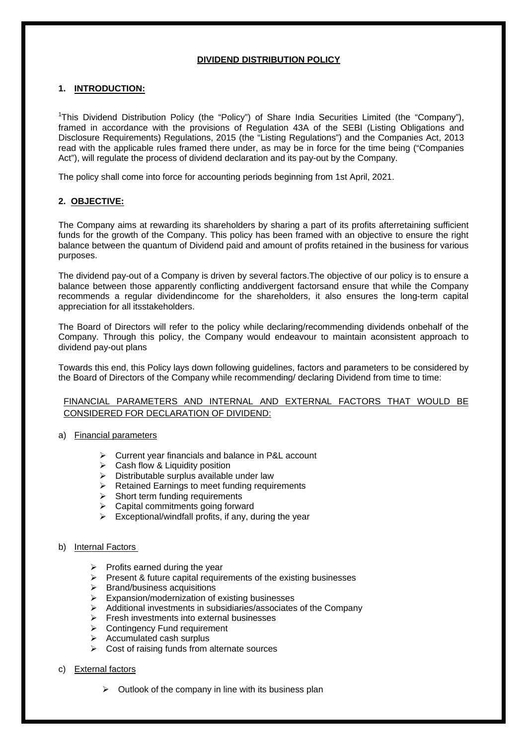# DIVIDEND DISTRIBUTION POLICY

## 1. INTRODUCTION:

[1]This Dividend Distribution Policy (the "Policy") of Share India Securities Limited (the "Company"), framed in accordance with the provisions of Regulation 43A of the SEBI (Listing Obligations and Disclosure Requirements) Regulations, 2015 (the "Listing Regulations") and the Companies Act, 2013 read with the applicable rules framed there under, as may be in force for the time being ("Companies Act"), will regulate the process of dividend declaration and its pay-out by the Company.

The policy shall come into force for accounting periods beginning from 1st April, 2021.

## 2. OBJECTIVE:

The Company aims at rewarding its shareholders by sharing a part of its profits afterretaining sufficient funds for the growth of the Company. This policy has been framed with an objective to ensure the right balance between the quantum of Dividend paid and amount of profits retained in the business for various purposes.

The dividend pay-out of a Company is driven by several factors.The objective of our policy is to ensure a balance between those apparently conflicting anddivergent factorsand ensure that while the Company recommends a regular dividendincome for the shareholders, it also ensures the long-term capital appreciation for all itsstakeholders.

The Board of Directors will refer to the policy while declaring/recommending dividends onbehalf of the Company. Through this policy, the Company would endeavour to maintain aconsistent approach to dividend pay-out plans

Towards this end, this Policy lays down following guidelines, factors and parameters to be considered by the Board of Directors of the Company while recommending/ declaring Dividend from time to time:

FINANCIAL PARAMETERS AND INTERNAL AND EXTERNAL FACTORS THAT WOULD BE CONSIDERED FOR DECLARATION OF DIVIDEND:

a) Financial parameters

- Current year financials and balance in P&L account
- Cash flow & Liquidity position
- Distributable surplus available under law
- Retained Earnings to meet funding requirements
- Short term funding requirements
- Capital commitments going forward
- Exceptional/windfall profits, if any, during the year

b) Internal Factors

- Profits earned during the year
- Present & future capital requirements of the existing businesses
- Brand/business acquisitions
- Expansion/modernization of existing businesses
- Additional investments in subsidiaries/associates of the Company
- Fresh investments into external businesses
- Contingency Fund requirement
- Accumulated cash surplus
- Cost of raising funds from alternate sources

c) External factors

- Outlook of the company in line with its business plan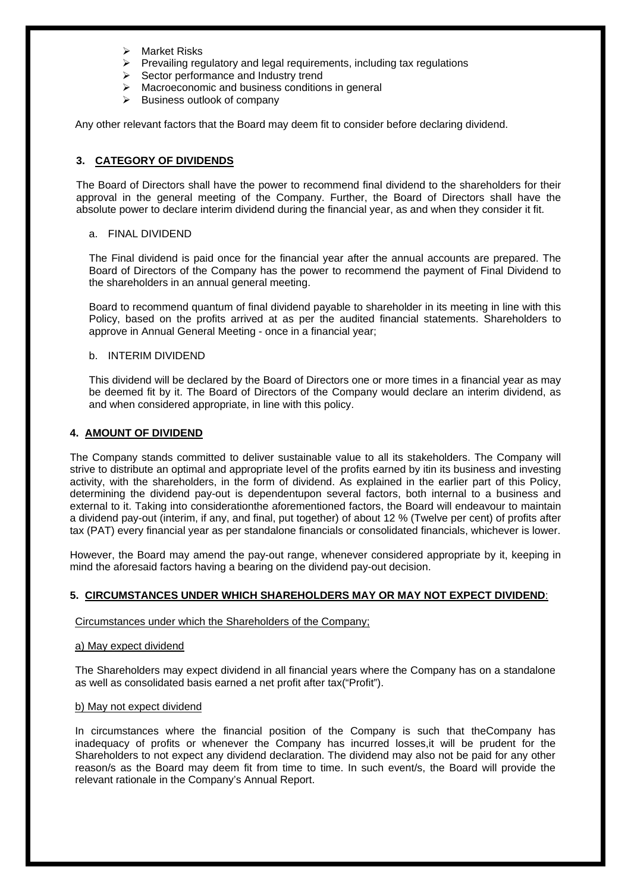- Market Risks
- Prevailing regulatory and legal requirements, including tax regulations
- Sector performance and Industry trend
- Macroeconomic and business conditions in general
- Business outlook of company

Any other relevant factors that the Board may deem fit to consider before declaring dividend.

## 3. CATEGORY OF DIVIDENDS

The Board of Directors shall have the power to recommend final dividend to the shareholders for their approval in the general meeting of the Company. Further, the Board of Directors shall have the absolute power to declare interim dividend during the financial year, as and when they consider it fit.

a. FINAL DIVIDEND

The Final dividend is paid once for the financial year after the annual accounts are prepared. The Board of Directors of the Company has the power to recommend the payment of Final Dividend to the shareholders in an annual general meeting.

Board to recommend quantum of final dividend payable to shareholder in its meeting in line with this Policy, based on the profits arrived at as per the audited financial statements. Shareholders to approve in Annual General Meeting - once in a financial year;

b. INTERIM DIVIDEND

This dividend will be declared by the Board of Directors one or more times in a financial year as may be deemed fit by it. The Board of Directors of the Company would declare an interim dividend, as and when considered appropriate, in line with this policy.

## 4. AMOUNT OF DIVIDEND

The Company stands committed to deliver sustainable value to all its stakeholders. The Company will strive to distribute an optimal and appropriate level of the profits earned by itin its business and investing activity, with the shareholders, in the form of dividend. As explained in the earlier part of this Policy, determining the dividend pay-out is dependentupon several factors, both internal to a business and external to it. Taking into considerationthe aforementioned factors, the Board will endeavour to maintain a dividend pay-out (interim, if any, and final, put together) of about 12 % (Twelve per cent) of profits after tax (PAT) every financial year as per standalone financials or consolidated financials, whichever is lower.

However, the Board may amend the pay-out range, whenever considered appropriate by it, keeping in mind the aforesaid factors having a bearing on the dividend pay-out decision.

## 5. CIRCUMSTANCES UNDER WHICH SHAREHOLDERS MAY OR MAY NOT EXPECT DIVIDEND:

Circumstances under which the Shareholders of the Company;

a) May expect dividend

The Shareholders may expect dividend in all financial years where the Company has on a standalone as well as consolidated basis earned a net profit after tax("Profit").

b) May not expect dividend

In circumstances where the financial position of the Company is such that theCompany has inadequacy of profits or whenever the Company has incurred losses,it will be prudent for the Shareholders to not expect any dividend declaration. The dividend may also not be paid for any other reason/s as the Board may deem fit from time to time. In such event/s, the Board will provide the relevant rationale in the Company's Annual Report.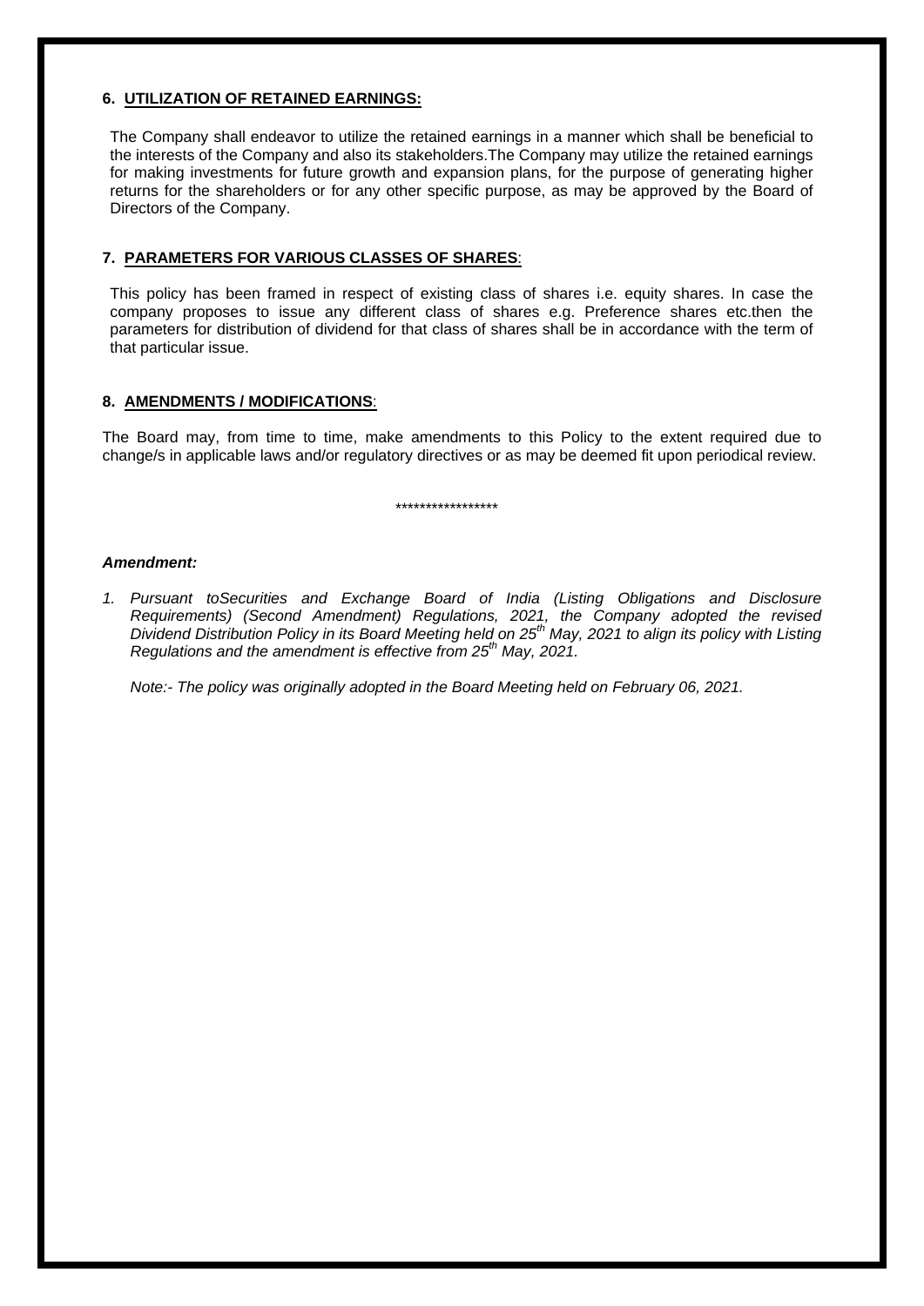## 6. UTILIZATION OF RETAINED EARNINGS:

The Company shall endeavor to utilize the retained earnings in a manner which shall be beneficial to the interests of the Company and also its stakeholders.The Company may utilize the retained earnings for making investments for future growth and expansion plans, for the purpose of generating higher returns for the shareholders or for any other specific purpose, as may be approved by the Board of Directors of the Company.

## 7. PARAMETERS FOR VARIOUS CLASSES OF SHARES:

This policy has been framed in respect of existing class of shares i.e. equity shares. In case the company proposes to issue any different class of shares e.g. Preference shares etc.then the parameters for distribution of dividend for that class of shares shall be in accordance with the term of that particular issue.

## 8. AMENDMENTS / MODIFICATIONS:

The Board may, from time to time, make amendments to this Policy to the extent required due to change/s in applicable laws and/or regulatory directives or as may be deemed fit upon periodical review.

*****************

***Amendment:***

1. *Pursuant toSecurities and Exchange Board of India (Listing Obligations and Disclosure Requirements) (Second Amendment) Regulations, 2021, the Company adopted the revised Dividend Distribution Policy in its Board Meeting held on 25th May, 2021 to align its policy with Listing Regulations and the amendment is effective from 25th May, 2021.*

   *Note:- The policy was originally adopted in the Board Meeting held on February 06, 2021.*